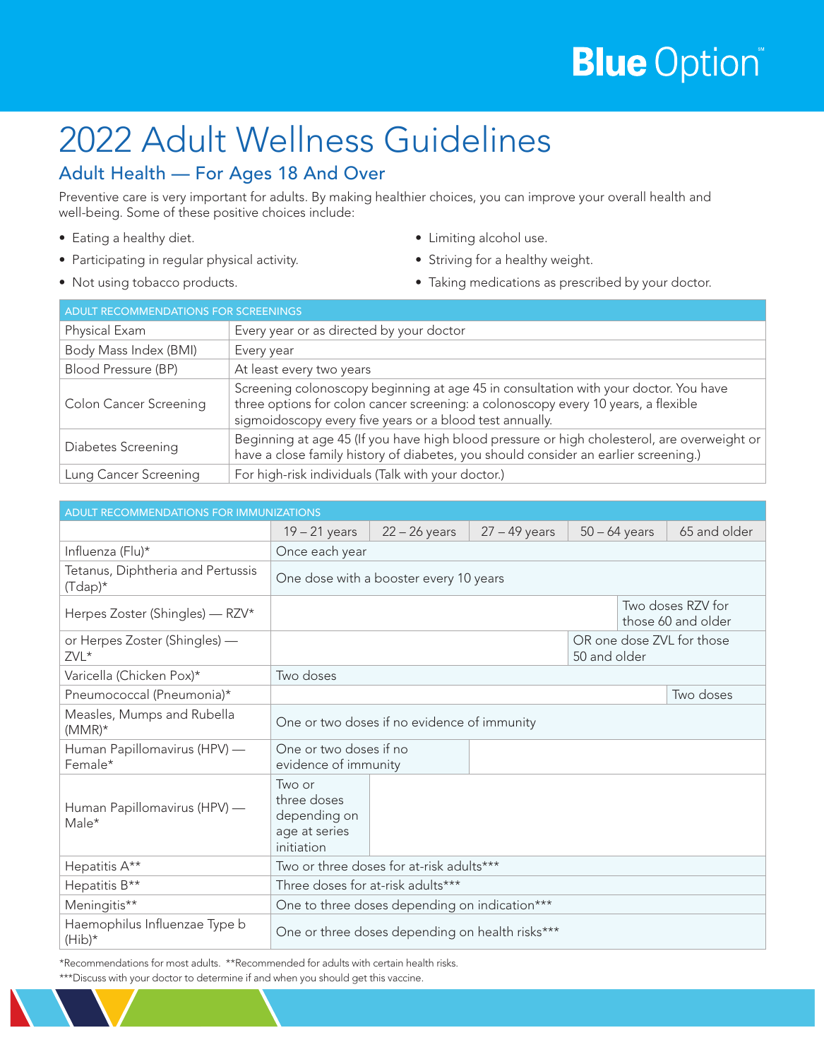# 2022 Adult Wellness Guidelines

## Adult Health — For Ages 18 And Over

Preventive care is very important for adults. By making healthier choices, you can improve your overall health and well-being. Some of these positive choices include:

- Eating a healthy diet.
- Participating in regular physical activity.
- Not using tobacco products.
- Limiting alcohol use.
- Striving for a healthy weight.
- Taking medications as prescribed by your doctor.

| ADULT RECOMMENDATIONS FOR SCREENINGS | |
|---|---|
| Physical Exam | Every year or as directed by your doctor |
| Body Mass Index (BMI) | Every year |
| Blood Pressure (BP) | At least every two years |
| Colon Cancer Screening | Screening colonoscopy beginning at age 45 in consultation with your doctor. You have three options for colon cancer screening: a colonoscopy every 10 years, a flexible sigmoidoscopy every five years or a blood test annually. |
| Diabetes Screening | Beginning at age 45 (If you have high blood pressure or high cholesterol, are overweight or have a close family history of diabetes, you should consider an earlier screening.) |
| Lung Cancer Screening | For high-risk individuals (Talk with your doctor.) |

| ADULT RECOMMENDATIONS FOR IMMUNIZATIONS | 19 – 21 years | 22 – 26 years | 27 – 49 years | 50 – 64 years | 65 and older |
|---|---|---|---|---|---|
| Influenza (Flu)* | Once each year | | | | |
| Tetanus, Diphtheria and Pertussis (Tdap)* | One dose with a booster every 10 years | | | | |
| Herpes Zoster (Shingles) — RZV* | | | | Two doses RZV for those 60 and older | |
| or Herpes Zoster (Shingles) — ZVL* | | | | OR one dose ZVL for those 50 and older | |
| Varicella (Chicken Pox)* | Two doses | | | | |
| Pneumococcal (Pneumonia)* | | | | | Two doses |
| Measles, Mumps and Rubella (MMR)* | One or two doses if no evidence of immunity | | | | |
| Human Papillomavirus (HPV) — Female* | One or two doses if no evidence of immunity | | | | |
| Human Papillomavirus (HPV) — Male* | Two or three doses depending on age at series initiation | | | | |
| Hepatitis A** | Two or three doses for at-risk adults*** | | | | |
| Hepatitis B** | Three doses for at-risk adults*** | | | | |
| Meningitis** | One to three doses depending on indication*** | | | | |
| Haemophilus Influenzae Type b (Hib)* | One or three doses depending on health risks*** | | | | |

*Recommendations for most adults. **Recommended for adults with certain health risks.

***Discuss with your doctor to determine if and when you should get this vaccine.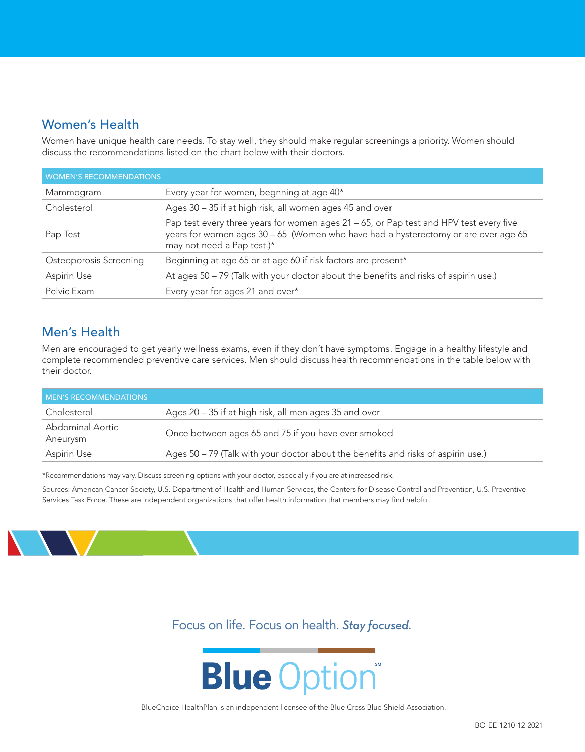## Women's Health

Women have unique health care needs. To stay well, they should make regular screenings a priority. Women should discuss the recommendations listed on the chart below with their doctors.

| WOMEN'S RECOMMENDATIONS | |
|---|---|
| Mammogram | Every year for women, begnning at age 40* |
| Cholesterol | Ages 30 – 35 if at high risk, all women ages 45 and over |
| Pap Test | Pap test every three years for women ages 21 – 65, or Pap test and HPV test every five years for women ages 30 – 65 (Women who have had a hysterectomy or are over age 65 may not need a Pap test.)* |
| Osteoporosis Screening | Beginning at age 65 or at age 60 if risk factors are present* |
| Aspirin Use | At ages 50 – 79 (Talk with your doctor about the benefits and risks of aspirin use.) |
| Pelvic Exam | Every year for ages 21 and over* |

## Men's Health

Men are encouraged to get yearly wellness exams, even if they don't have symptoms. Engage in a healthy lifestyle and complete recommended preventive care services. Men should discuss health recommendations in the table below with their doctor.

| MEN'S RECOMMENDATIONS | |
|---|---|
| Cholesterol | Ages 20 – 35 if at high risk, all men ages 35 and over |
| Abdominal Aortic Aneurysm | Once between ages 65 and 75 if you have ever smoked |
| Aspirin Use | Ages 50 – 79 (Talk with your doctor about the benefits and risks of aspirin use.) |

*Recommendations may vary. Discuss screening options with your doctor, especially if you are at increased risk.

Sources: American Cancer Society, U.S. Department of Health and Human Services, the Centers for Disease Control and Prevention, U.S. Preventive Services Task Force. These are independent organizations that offer health information that members may find helpful.

Focus on life. Focus on health. ***Stay focused.***

**Blue** Option℠

BlueChoice HealthPlan is an independent licensee of the Blue Cross Blue Shield Association.

BO-EE-1210-12-2021